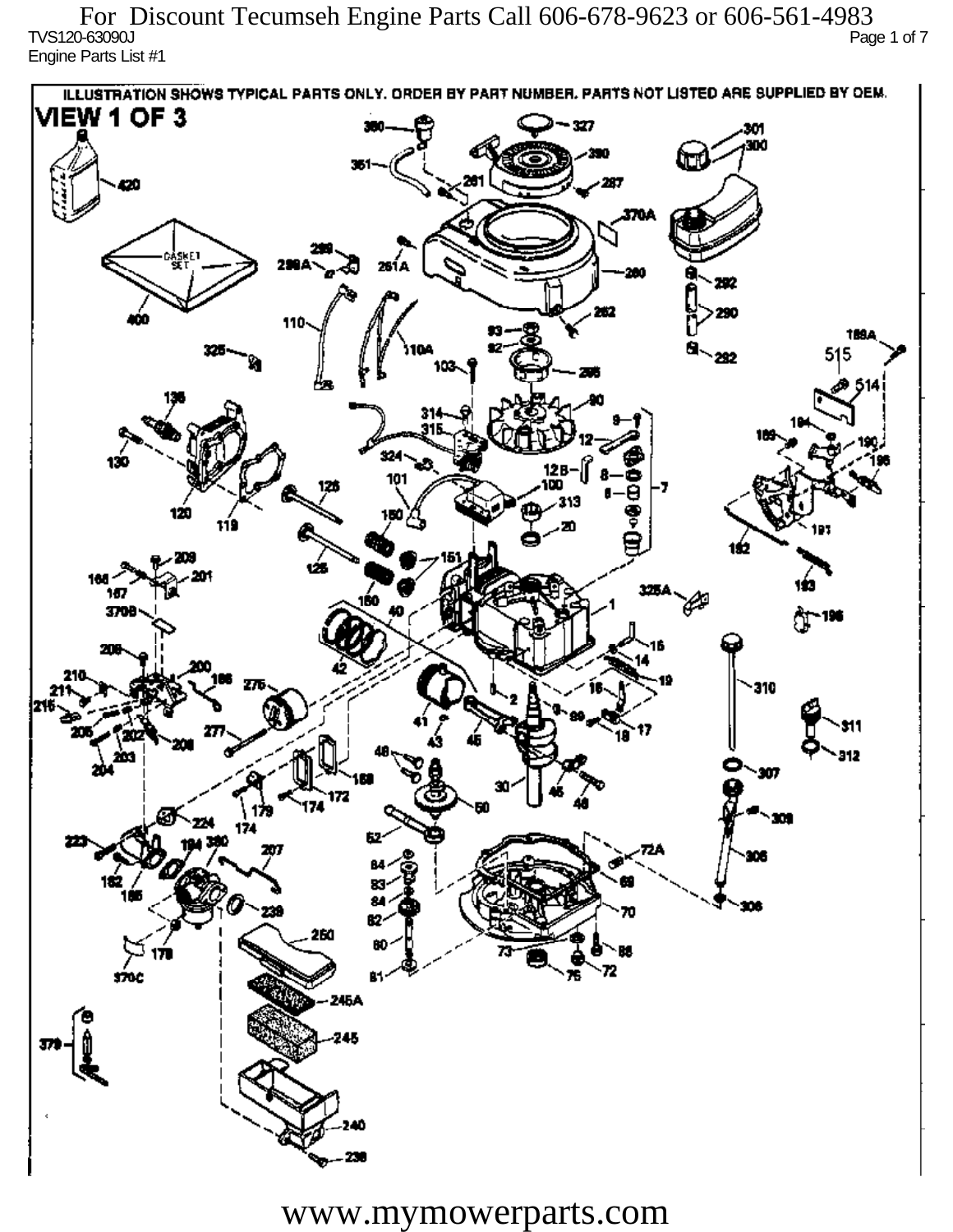For Discount Tecumseh Engine Parts Call 606-678-9623 or 606-561-4983

TVS120-63090J

Engine Parts List #1

ILLUSTRATION SHOWS TYPICAL PARTS ONLY. ORDER BY PART NUMBER. PARTS NOT LISTED ARE SUPPLIED BY OEM.

VIEW 1 OF 3

www.mymowerparts.com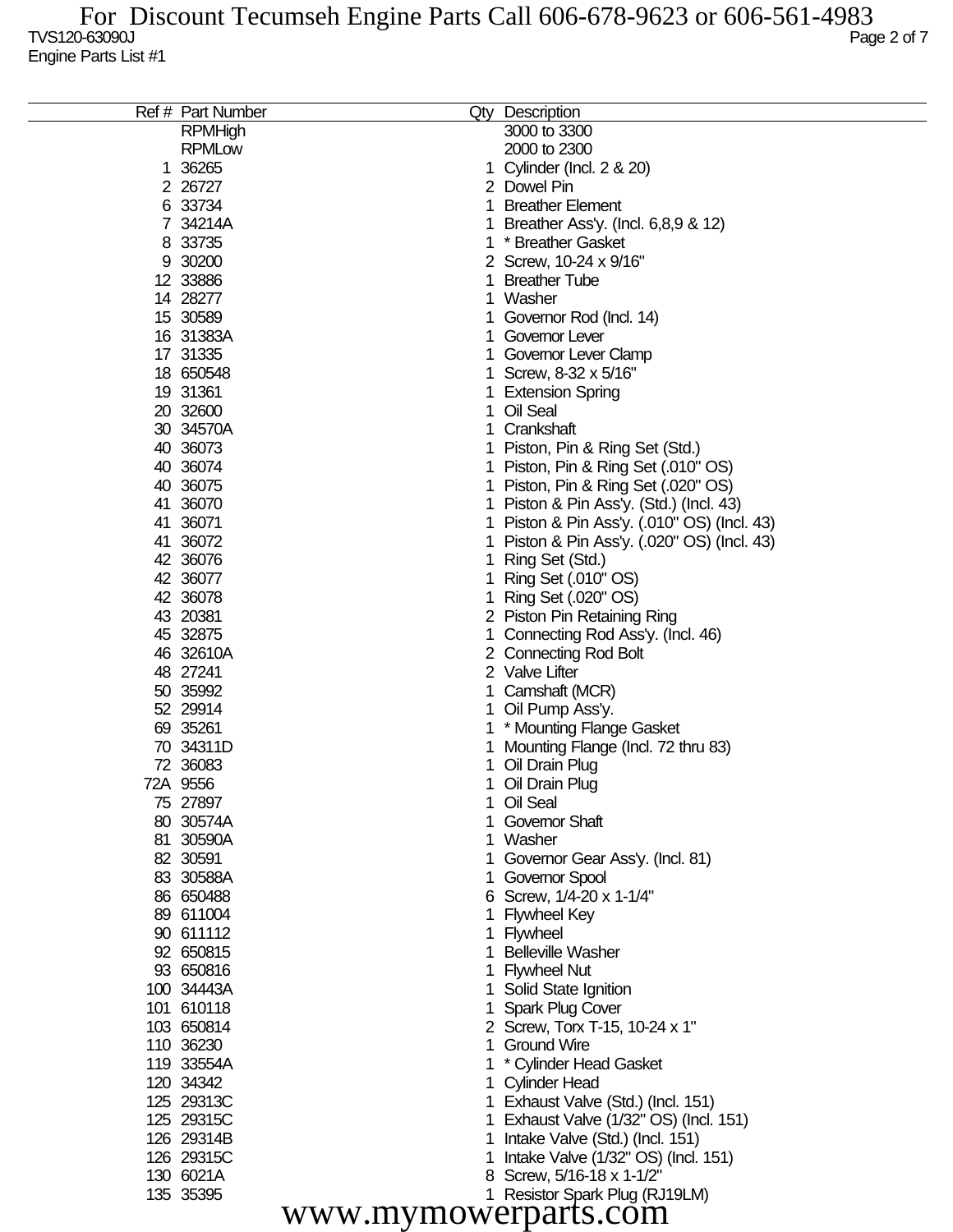TVS120-63090J
Engine Parts List #1

| Ref # | Part Number | Qty | Description |
|---|---|---|---|
| | RPMHigh | | 3000 to 3300 |
| | RPMLow | | 2000 to 2300 |
| 1 | 36265 | 1 | Cylinder (Incl. 2 & 20) |
| 2 | 26727 | 2 | Dowel Pin |
| 6 | 33734 | 1 | Breather Element |
| 7 | 34214A | 1 | Breather Ass'y. (Incl. 6,8,9 & 12) |
| 8 | 33735 | 1 | * Breather Gasket |
| 9 | 30200 | 2 | Screw, 10-24 x 9/16" |
| 12 | 33886 | 1 | Breather Tube |
| 14 | 28277 | 1 | Washer |
| 15 | 30589 | 1 | Governor Rod (Incl. 14) |
| 16 | 31383A | 1 | Governor Lever |
| 17 | 31335 | 1 | Governor Lever Clamp |
| 18 | 650548 | 1 | Screw, 8-32 x 5/16" |
| 19 | 31361 | 1 | Extension Spring |
| 20 | 32600 | 1 | Oil Seal |
| 30 | 34570A | 1 | Crankshaft |
| 40 | 36073 | 1 | Piston, Pin & Ring Set (Std.) |
| 40 | 36074 | 1 | Piston, Pin & Ring Set (.010" OS) |
| 40 | 36075 | 1 | Piston, Pin & Ring Set (.020" OS) |
| 41 | 36070 | 1 | Piston & Pin Ass'y. (Std.) (Incl. 43) |
| 41 | 36071 | 1 | Piston & Pin Ass'y. (.010" OS) (Incl. 43) |
| 41 | 36072 | 1 | Piston & Pin Ass'y. (.020" OS) (Incl. 43) |
| 42 | 36076 | 1 | Ring Set (Std.) |
| 42 | 36077 | 1 | Ring Set (.010" OS) |
| 42 | 36078 | 1 | Ring Set (.020" OS) |
| 43 | 20381 | 2 | Piston Pin Retaining Ring |
| 45 | 32875 | 1 | Connecting Rod Ass'y. (Incl. 46) |
| 46 | 32610A | 2 | Connecting Rod Bolt |
| 48 | 27241 | 2 | Valve Lifter |
| 50 | 35992 | 1 | Camshaft (MCR) |
| 52 | 29914 | 1 | Oil Pump Ass'y. |
| 69 | 35261 | 1 | * Mounting Flange Gasket |
| 70 | 34311D | 1 | Mounting Flange (Incl. 72 thru 83) |
| 72 | 36083 | 1 | Oil Drain Plug |
| 72A | 9556 | 1 | Oil Drain Plug |
| 75 | 27897 | 1 | Oil Seal |
| 80 | 30574A | 1 | Governor Shaft |
| 81 | 30590A | 1 | Washer |
| 82 | 30591 | 1 | Governor Gear Ass'y. (Incl. 81) |
| 83 | 30588A | 1 | Governor Spool |
| 86 | 650488 | 6 | Screw, 1/4-20 x 1-1/4" |
| 89 | 611004 | 1 | Flywheel Key |
| 90 | 611112 | 1 | Flywheel |
| 92 | 650815 | 1 | Belleville Washer |
| 93 | 650816 | 1 | Flywheel Nut |
| 100 | 34443A | 1 | Solid State Ignition |
| 101 | 610118 | 1 | Spark Plug Cover |
| 103 | 650814 | 2 | Screw, Torx T-15, 10-24 x 1" |
| 110 | 36230 | 1 | Ground Wire |
| 119 | 33554A | 1 | * Cylinder Head Gasket |
| 120 | 34342 | 1 | Cylinder Head |
| 125 | 29313C | 1 | Exhaust Valve (Std.) (Incl. 151) |
| 125 | 29315C | 1 | Exhaust Valve (1/32" OS) (Incl. 151) |
| 126 | 29314B | 1 | Intake Valve (Std.) (Incl. 151) |
| 126 | 29315C | 1 | Intake Valve (1/32" OS) (Incl. 151) |
| 130 | 6021A | 8 | Screw, 5/16-18 x 1-1/2" |
| 135 | 35395 | 1 | Resistor Spark Plug (RJ19LM) |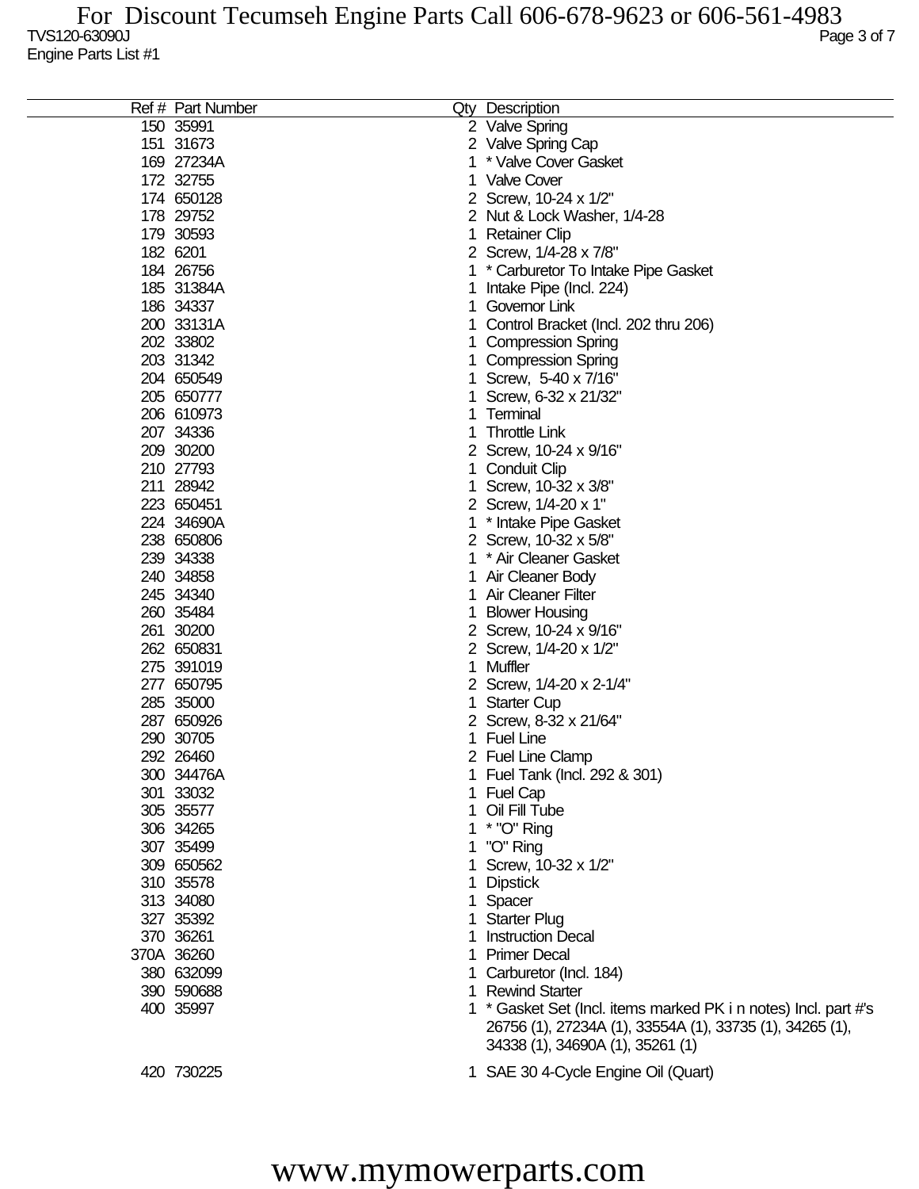| Ref # | Part Number | Qty | Description |
|---|---|---|---|
| 150 | 35991 | 2 | Valve Spring |
| 151 | 31673 | 2 | Valve Spring Cap |
| 169 | 27234A | 1 | * Valve Cover Gasket |
| 172 | 32755 | 1 | Valve Cover |
| 174 | 650128 | 2 | Screw, 10-24 x 1/2" |
| 178 | 29752 | 2 | Nut & Lock Washer, 1/4-28 |
| 179 | 30593 | 1 | Retainer Clip |
| 182 | 6201 | 2 | Screw, 1/4-28 x 7/8" |
| 184 | 26756 | 1 | * Carburetor To Intake Pipe Gasket |
| 185 | 31384A | 1 | Intake Pipe (Incl. 224) |
| 186 | 34337 | 1 | Governor Link |
| 200 | 33131A | 1 | Control Bracket (Incl. 202 thru 206) |
| 202 | 33802 | 1 | Compression Spring |
| 203 | 31342 | 1 | Compression Spring |
| 204 | 650549 | 1 | Screw, 5-40 x 7/16" |
| 205 | 650777 | 1 | Screw, 6-32 x 21/32" |
| 206 | 610973 | 1 | Terminal |
| 207 | 34336 | 1 | Throttle Link |
| 209 | 30200 | 2 | Screw, 10-24 x 9/16" |
| 210 | 27793 | 1 | Conduit Clip |
| 211 | 28942 | 1 | Screw, 10-32 x 3/8" |
| 223 | 650451 | 2 | Screw, 1/4-20 x 1" |
| 224 | 34690A | 1 | * Intake Pipe Gasket |
| 238 | 650806 | 2 | Screw, 10-32 x 5/8" |
| 239 | 34338 | 1 | * Air Cleaner Gasket |
| 240 | 34858 | 1 | Air Cleaner Body |
| 245 | 34340 | 1 | Air Cleaner Filter |
| 260 | 35484 | 1 | Blower Housing |
| 261 | 30200 | 2 | Screw, 10-24 x 9/16" |
| 262 | 650831 | 2 | Screw, 1/4-20 x 1/2" |
| 275 | 391019 | 1 | Muffler |
| 277 | 650795 | 2 | Screw, 1/4-20 x 2-1/4" |
| 285 | 35000 | 1 | Starter Cup |
| 287 | 650926 | 2 | Screw, 8-32 x 21/64" |
| 290 | 30705 | 1 | Fuel Line |
| 292 | 26460 | 2 | Fuel Line Clamp |
| 300 | 34476A | 1 | Fuel Tank (Incl. 292 & 301) |
| 301 | 33032 | 1 | Fuel Cap |
| 305 | 35577 | 1 | Oil Fill Tube |
| 306 | 34265 | 1 | * "O" Ring |
| 307 | 35499 | 1 | "O" Ring |
| 309 | 650562 | 1 | Screw, 10-32 x 1/2" |
| 310 | 35578 | 1 | Dipstick |
| 313 | 34080 | 1 | Spacer |
| 327 | 35392 | 1 | Starter Plug |
| 370 | 36261 | 1 | Instruction Decal |
| 370A | 36260 | 1 | Primer Decal |
| 380 | 632099 | 1 | Carburetor (Incl. 184) |
| 390 | 590688 | 1 | Rewind Starter |
| 400 | 35997 | 1 | * Gasket Set (Incl. items marked PK i n notes) Incl. part #'s 26756 (1), 27234A (1), 33554A (1), 33735 (1), 34265 (1), 34338 (1), 34690A (1), 35261 (1) |
| 420 | 730225 | 1 | SAE 30 4-Cycle Engine Oil (Quart) |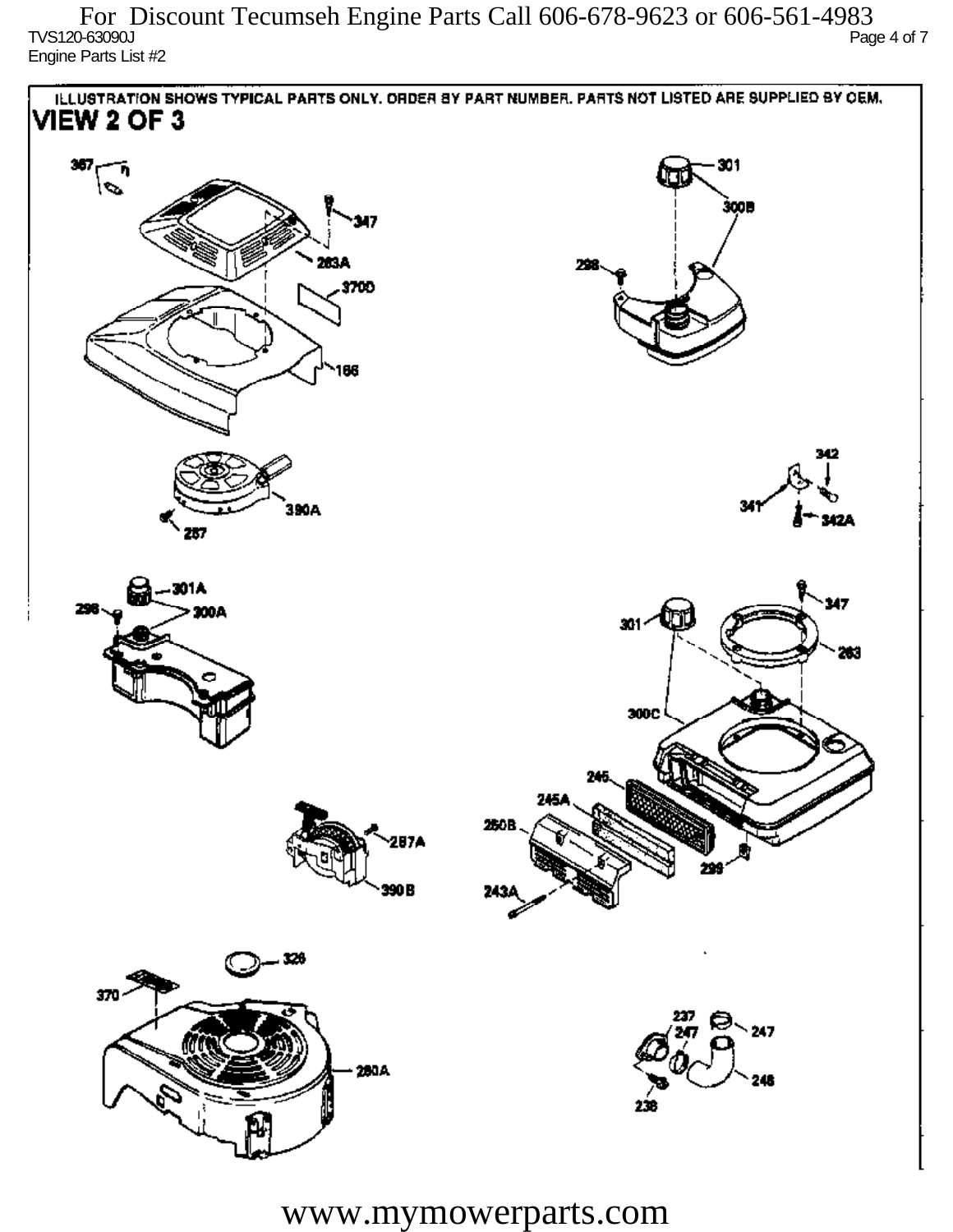For Discount Tecumseh Engine Parts Call 606-678-9623 or 606-561-4983

TVS120-63090J

Engine Parts List #2

ILLUSTRATION SHOWS TYPICAL PARTS ONLY. ORDER BY PART NUMBER. PARTS NOT LISTED ARE SUPPLIED BY OEM.

## VIEW 2 OF 3

367, 347, 263A, 370D, 166, 301, 300B, 298, 390A, 287, 342, 341, 342A, 301A, 298, 300A, 347, 301, 263, 300C, 245, 245A, 250B, 243A, 299, 287A, 390B, 326, 370, 260A, 237, 247, 247, 246, 238

www.mymowerparts.com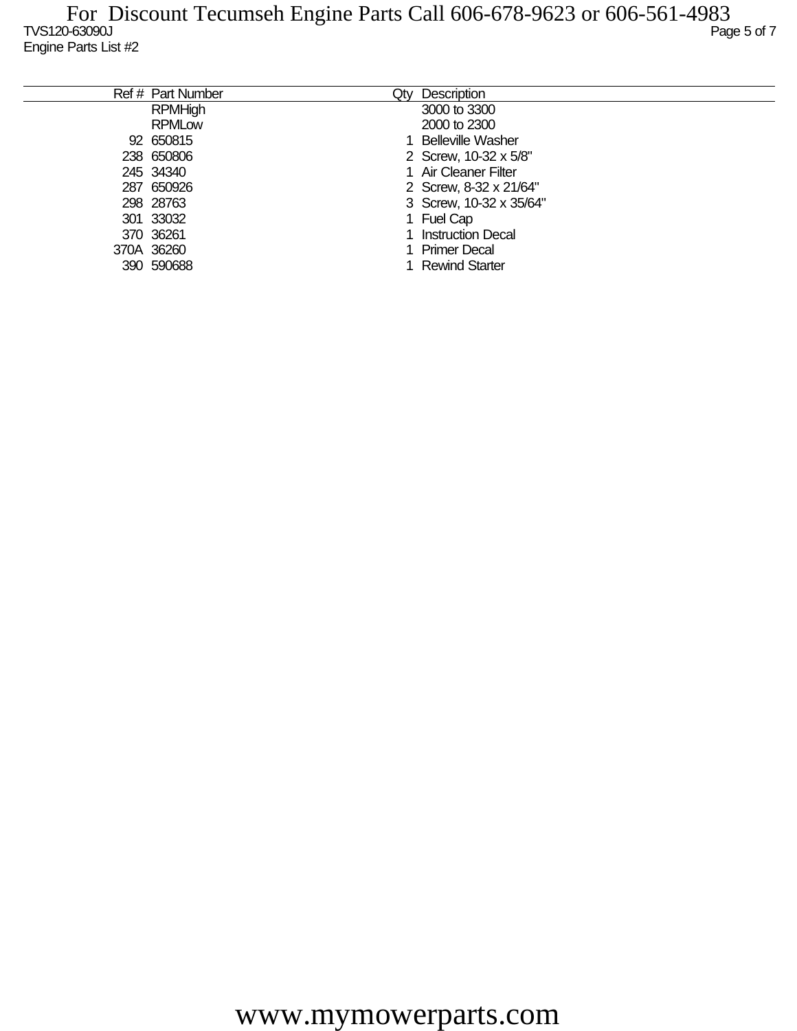| Ref # | Part Number | Qty | Description |
|---|---|---|---|
| | RPMHigh | | 3000 to 3300 |
| | RPMLow | | 2000 to 2300 |
| 92 | 650815 | 1 | Belleville Washer |
| 238 | 650806 | 2 | Screw, 10-32 x 5/8" |
| 245 | 34340 | 1 | Air Cleaner Filter |
| 287 | 650926 | 2 | Screw, 8-32 x 21/64" |
| 298 | 28763 | 3 | Screw, 10-32 x 35/64" |
| 301 | 33032 | 1 | Fuel Cap |
| 370 | 36261 | 1 | Instruction Decal |
| 370A | 36260 | 1 | Primer Decal |
| 390 | 590688 | 1 | Rewind Starter |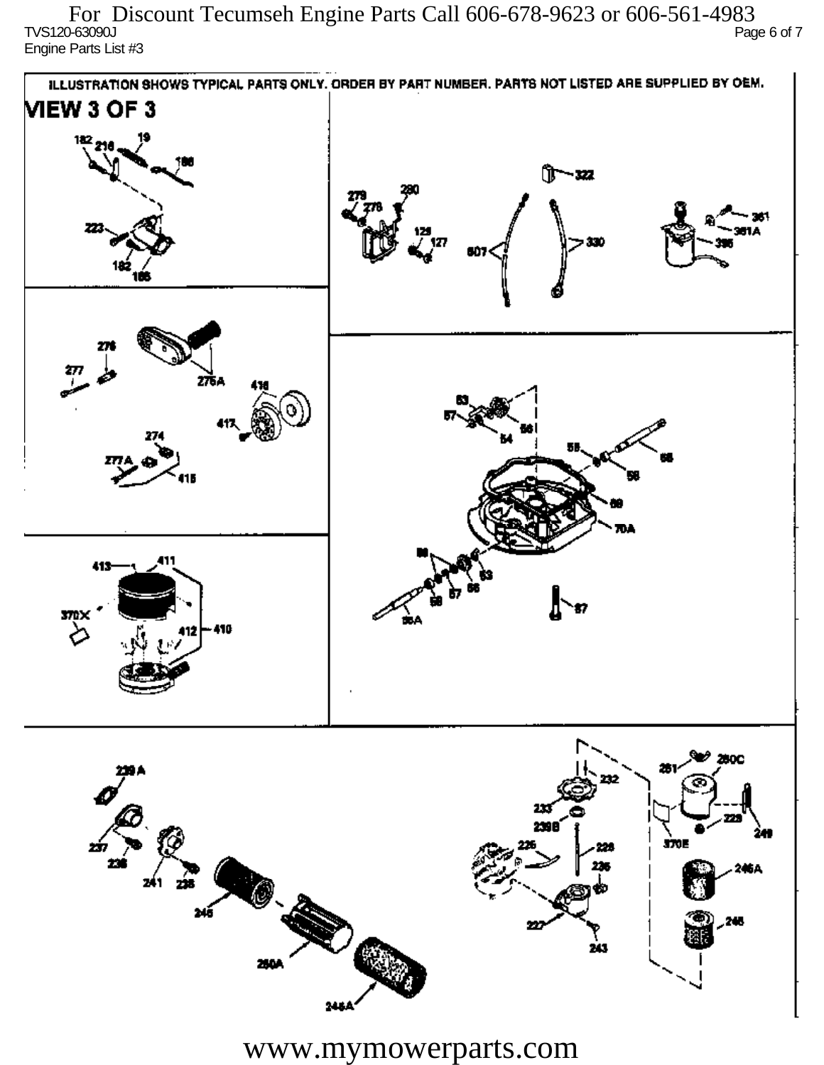ILLUSTRATION SHOWS TYPICAL PARTS ONLY. ORDER BY PART NUMBER. PARTS NOT LISTED ARE SUPPLIED BY OEM.

**VIEW 3 OF 3**

182 216 19 186 223 182 185

279 280 276 129 127 607 330 322 361 361A 395

276 277 275A 416 417 274 277A 415

63 57 54 56 55 58 68 69 70A 56 57 66 63 58 68A 87

413 411 370X 412 410

239 A 237 238 241 235 245 250A 246A

232 233 239B 226 228 235 227 243 261 260C 370E 229 249 246A 245

www.mymowerparts.com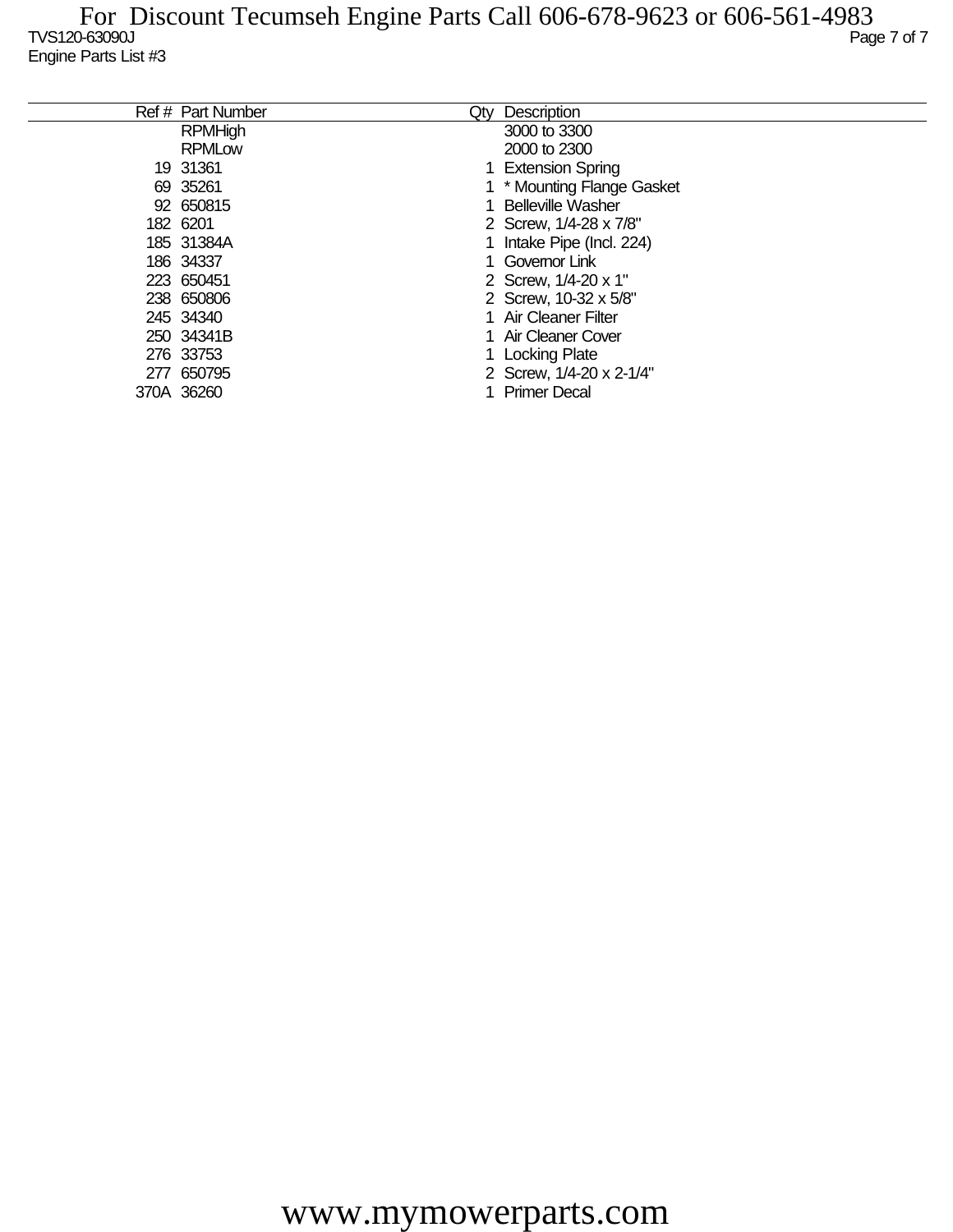| Ref # | Part Number | Qty | Description |
|---|---|---|---|
| | RPMHigh | | 3000 to 3300 |
| | RPMLow | | 2000 to 2300 |
| 19 | 31361 | 1 | Extension Spring |
| 69 | 35261 | 1 | * Mounting Flange Gasket |
| 92 | 650815 | 1 | Belleville Washer |
| 182 | 6201 | 2 | Screw, 1/4-28 x 7/8" |
| 185 | 31384A | 1 | Intake Pipe (Incl. 224) |
| 186 | 34337 | 1 | Governor Link |
| 223 | 650451 | 2 | Screw, 1/4-20 x 1" |
| 238 | 650806 | 2 | Screw, 10-32 x 5/8" |
| 245 | 34340 | 1 | Air Cleaner Filter |
| 250 | 34341B | 1 | Air Cleaner Cover |
| 276 | 33753 | 1 | Locking Plate |
| 277 | 650795 | 2 | Screw, 1/4-20 x 2-1/4" |
| 370A | 36260 | 1 | Primer Decal |